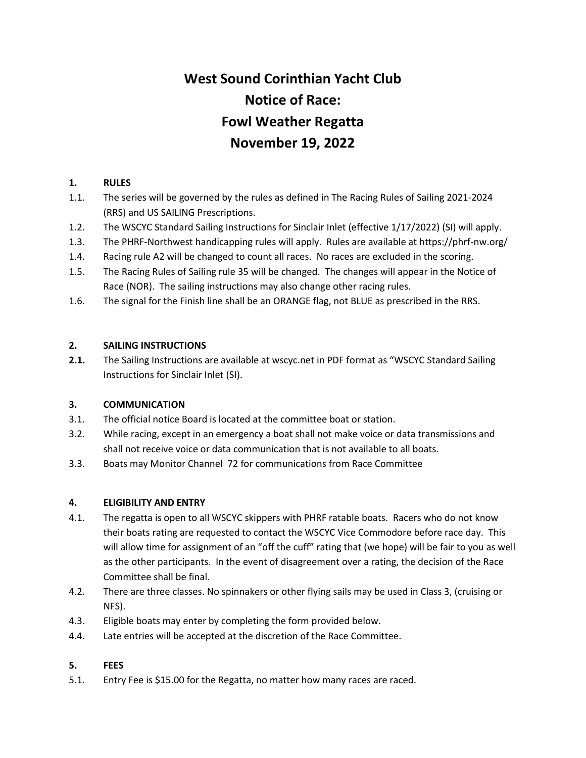# West Sound Corinthian Yacht Club
# Notice of Race:
# Fowl Weather Regatta
# November 19, 2022

## 1. RULES

1.1. The series will be governed by the rules as defined in The Racing Rules of Sailing 2021-2024 (RRS) and US SAILING Prescriptions.

1.2. The WSCYC Standard Sailing Instructions for Sinclair Inlet (effective 1/17/2022) (SI) will apply.

1.3. The PHRF-Northwest handicapping rules will apply. Rules are available at https://phrf-nw.org/

1.4. Racing rule A2 will be changed to count all races. No races are excluded in the scoring.

1.5. The Racing Rules of Sailing rule 35 will be changed. The changes will appear in the Notice of Race (NOR). The sailing instructions may also change other racing rules.

1.6. The signal for the Finish line shall be an ORANGE flag, not BLUE as prescribed in the RRS.

## 2. SAILING INSTRUCTIONS

**2.1.** The Sailing Instructions are available at wscyc.net in PDF format as "WSCYC Standard Sailing Instructions for Sinclair Inlet (SI).

## 3. COMMUNICATION

3.1. The official notice Board is located at the committee boat or station.

3.2. While racing, except in an emergency a boat shall not make voice or data transmissions and shall not receive voice or data communication that is not available to all boats.

3.3. Boats may Monitor Channel 72 for communications from Race Committee

## 4. ELIGIBILITY AND ENTRY

4.1. The regatta is open to all WSCYC skippers with PHRF ratable boats. Racers who do not know their boats rating are requested to contact the WSCYC Vice Commodore before race day. This will allow time for assignment of an "off the cuff" rating that (we hope) will be fair to you as well as the other participants. In the event of disagreement over a rating, the decision of the Race Committee shall be final.

4.2. There are three classes. No spinnakers or other flying sails may be used in Class 3, (cruising or NFS).

4.3. Eligible boats may enter by completing the form provided below.

4.4. Late entries will be accepted at the discretion of the Race Committee.

## 5. FEES

5.1. Entry Fee is $15.00 for the Regatta, no matter how many races are raced.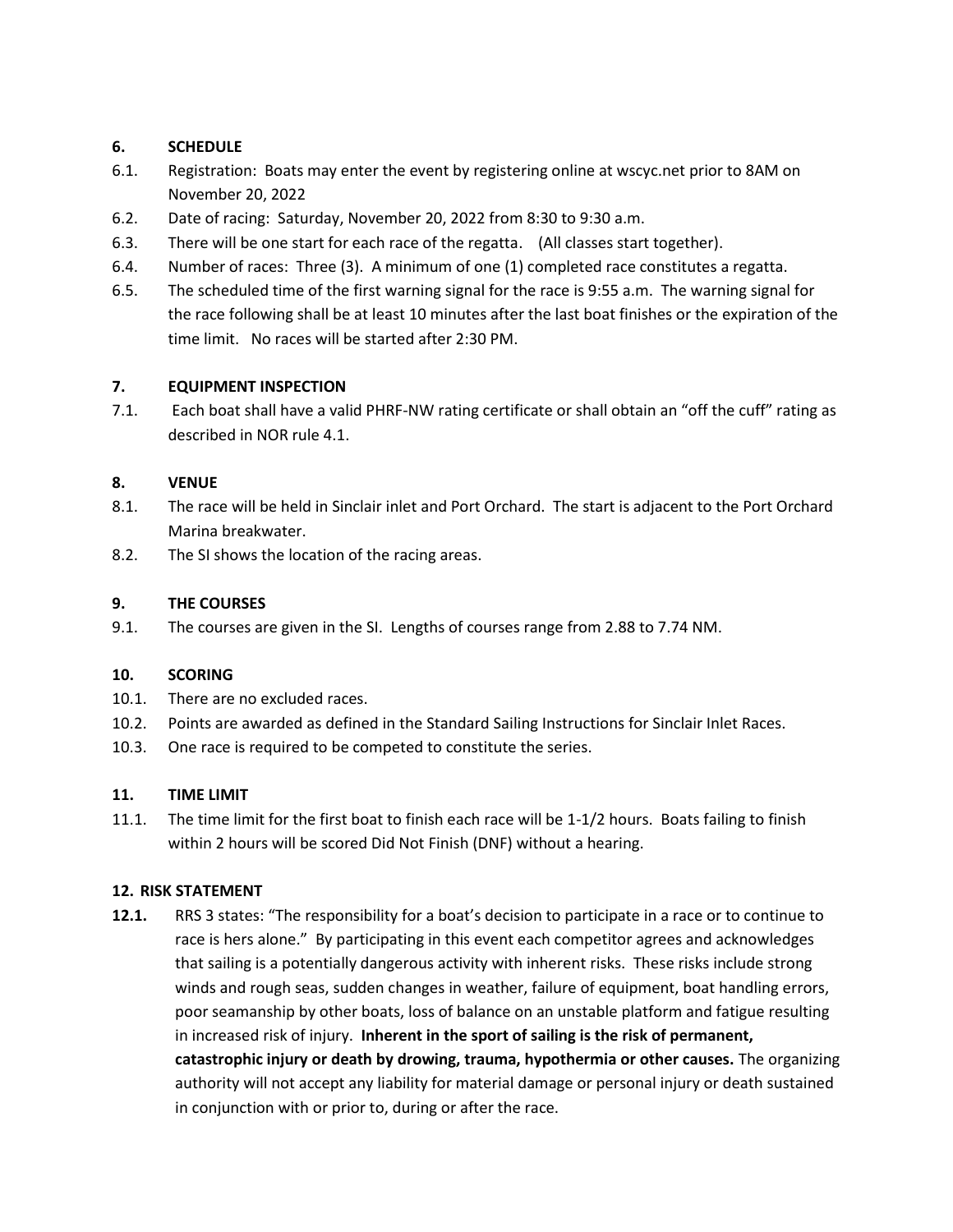## 6. SCHEDULE

6.1. Registration: Boats may enter the event by registering online at wscyc.net prior to 8AM on November 20, 2022

6.2. Date of racing: Saturday, November 20, 2022 from 8:30 to 9:30 a.m.

6.3. There will be one start for each race of the regatta. (All classes start together).

6.4. Number of races: Three (3). A minimum of one (1) completed race constitutes a regatta.

6.5. The scheduled time of the first warning signal for the race is 9:55 a.m. The warning signal for the race following shall be at least 10 minutes after the last boat finishes or the expiration of the time limit. No races will be started after 2:30 PM.

## 7. EQUIPMENT INSPECTION

7.1. Each boat shall have a valid PHRF-NW rating certificate or shall obtain an "off the cuff" rating as described in NOR rule 4.1.

## 8. VENUE

8.1. The race will be held in Sinclair inlet and Port Orchard. The start is adjacent to the Port Orchard Marina breakwater.

8.2. The SI shows the location of the racing areas.

## 9. THE COURSES

9.1. The courses are given in the SI. Lengths of courses range from 2.88 to 7.74 NM.

## 10. SCORING

10.1. There are no excluded races.

10.2. Points are awarded as defined in the Standard Sailing Instructions for Sinclair Inlet Races.

10.3. One race is required to be competed to constitute the series.

## 11. TIME LIMIT

11.1. The time limit for the first boat to finish each race will be 1-1/2 hours. Boats failing to finish within 2 hours will be scored Did Not Finish (DNF) without a hearing.

## 12. RISK STATEMENT

**12.1.** RRS 3 states: "The responsibility for a boat's decision to participate in a race or to continue to race is hers alone." By participating in this event each competitor agrees and acknowledges that sailing is a potentially dangerous activity with inherent risks. These risks include strong winds and rough seas, sudden changes in weather, failure of equipment, boat handling errors, poor seamanship by other boats, loss of balance on an unstable platform and fatigue resulting in increased risk of injury. **Inherent in the sport of sailing is the risk of permanent, catastrophic injury or death by drowing, trauma, hypothermia or other causes.** The organizing authority will not accept any liability for material damage or personal injury or death sustained in conjunction with or prior to, during or after the race.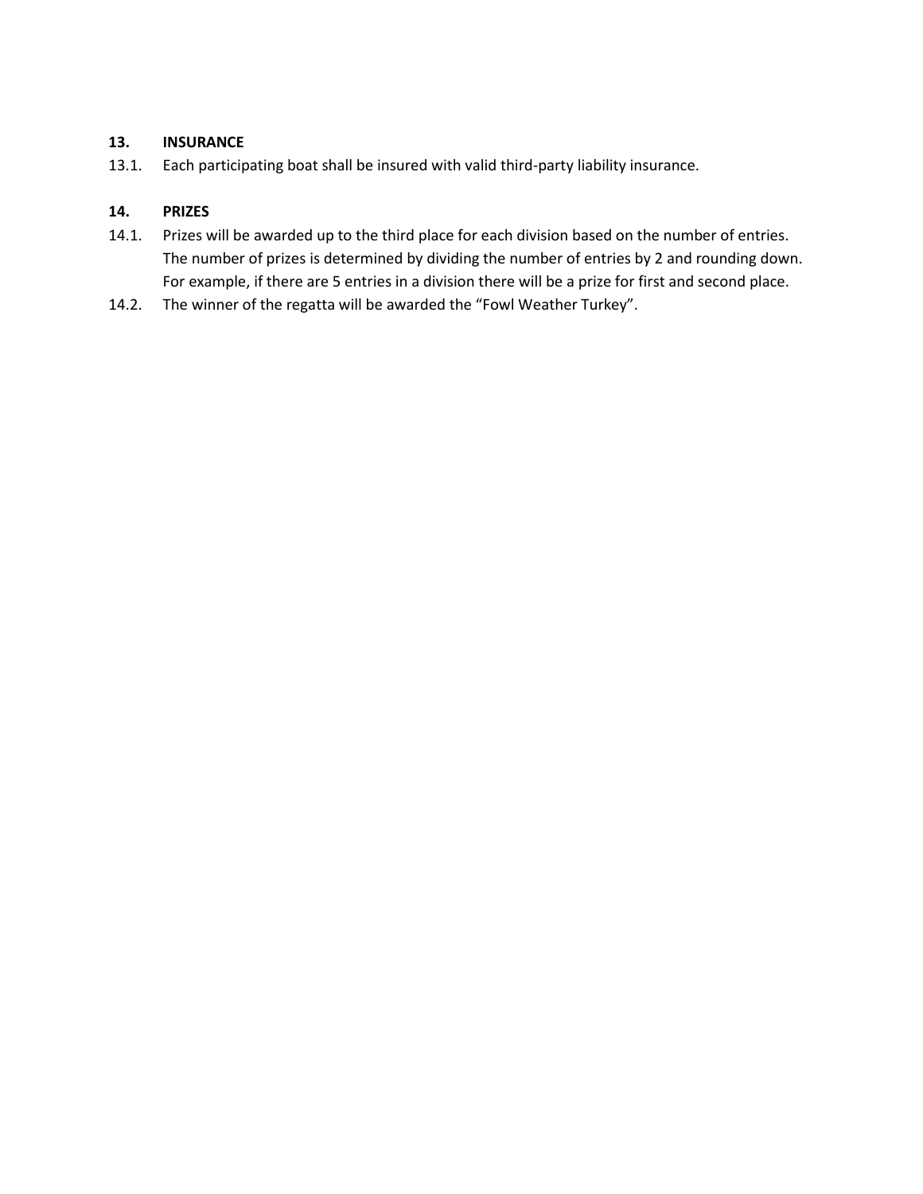## 13. INSURANCE

13.1. Each participating boat shall be insured with valid third-party liability insurance.

## 14. PRIZES

14.1. Prizes will be awarded up to the third place for each division based on the number of entries. The number of prizes is determined by dividing the number of entries by 2 and rounding down. For example, if there are 5 entries in a division there will be a prize for first and second place.

14.2. The winner of the regatta will be awarded the "Fowl Weather Turkey".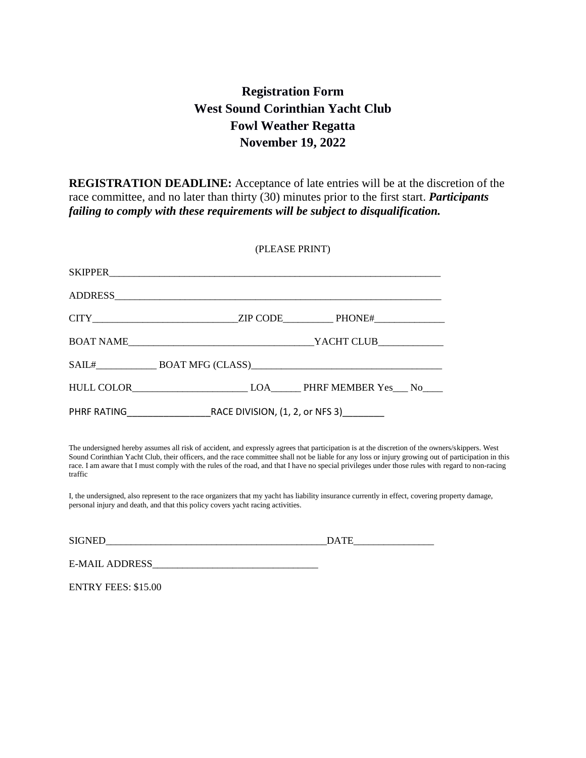# Registration Form
# West Sound Corinthian Yacht Club
# Fowl Weather Regatta
# November 19, 2022

**REGISTRATION DEADLINE:** Acceptance of late entries will be at the discretion of the race committee, and no later than thirty (30) minutes prior to the first start. ***Participants failing to comply with these requirements will be subject to disqualification.***

(PLEASE PRINT)

SKIPPER_____________________________________________________________________

ADDRESS____________________________________________________________________

CITY_____________________________ZIP CODE__________ PHONE#______________

BOAT NAME____________________________________YACHT CLUB_____________

SAIL#____________ BOAT MFG (CLASS)______________________________________

HULL COLOR_______________________ LOA______ PHRF MEMBER Yes___ No____

PHRF RATING________________RACE DIVISION, (1, 2, or NFS 3)________

The undersigned hereby assumes all risk of accident, and expressly agrees that participation is at the discretion of the owners/skippers. West Sound Corinthian Yacht Club, their officers, and the race committee shall not be liable for any loss or injury growing out of participation in this race. I am aware that I must comply with the rules of the road, and that I have no special privileges under those rules with regard to non-racing traffic

I, the undersigned, also represent to the race organizers that my yacht has liability insurance currently in effect, covering property damage, personal injury and death, and that this policy covers yacht racing activities.

SIGNED______________________________________________DATE________________

E-MAIL ADDRESS_________________________________

ENTRY FEES: $15.00